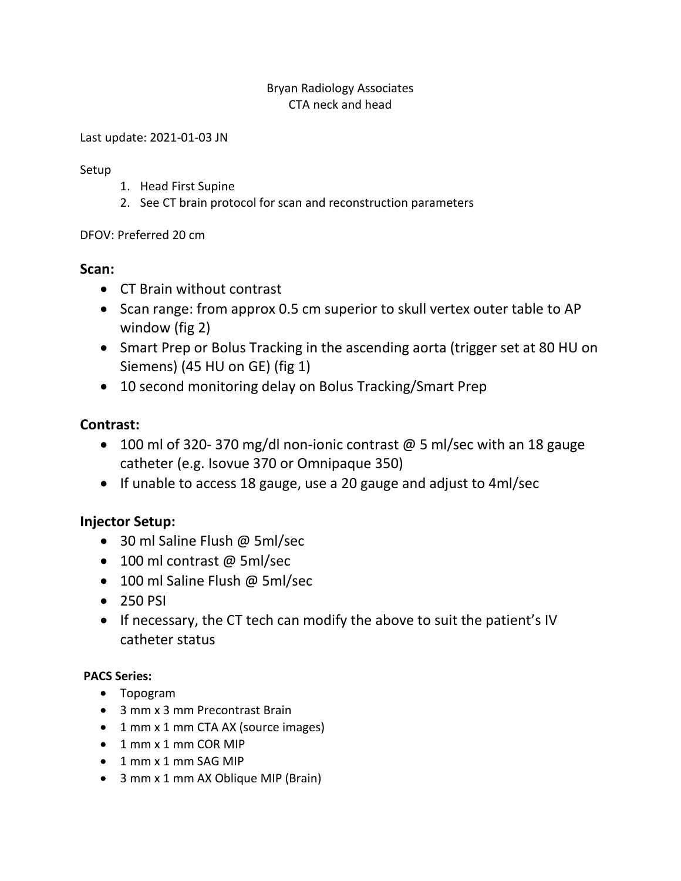Bryan Radiology Associates
CTA neck and head

Last update: 2021-01-03 JN

Setup

1. Head First Supine
2. See CT brain protocol for scan and reconstruction parameters

DFOV: Preferred 20 cm

## Scan:

- CT Brain without contrast
- Scan range: from approx 0.5 cm superior to skull vertex outer table to AP window (fig 2)
- Smart Prep or Bolus Tracking in the ascending aorta (trigger set at 80 HU on Siemens) (45 HU on GE) (fig 1)
- 10 second monitoring delay on Bolus Tracking/Smart Prep

## Contrast:

- 100 ml of 320- 370 mg/dl non-ionic contrast @ 5 ml/sec with an 18 gauge catheter (e.g. Isovue 370 or Omnipaque 350)
- If unable to access 18 gauge, use a 20 gauge and adjust to 4ml/sec

## Injector Setup:

- 30 ml Saline Flush @ 5ml/sec
- 100 ml contrast @ 5ml/sec
- 100 ml Saline Flush @ 5ml/sec
- 250 PSI
- If necessary, the CT tech can modify the above to suit the patient's IV catheter status

**PACS Series:**

- Topogram
- 3 mm x 3 mm Precontrast Brain
- 1 mm x 1 mm CTA AX (source images)
- 1 mm x 1 mm COR MIP
- 1 mm x 1 mm SAG MIP
- 3 mm x 1 mm AX Oblique MIP (Brain)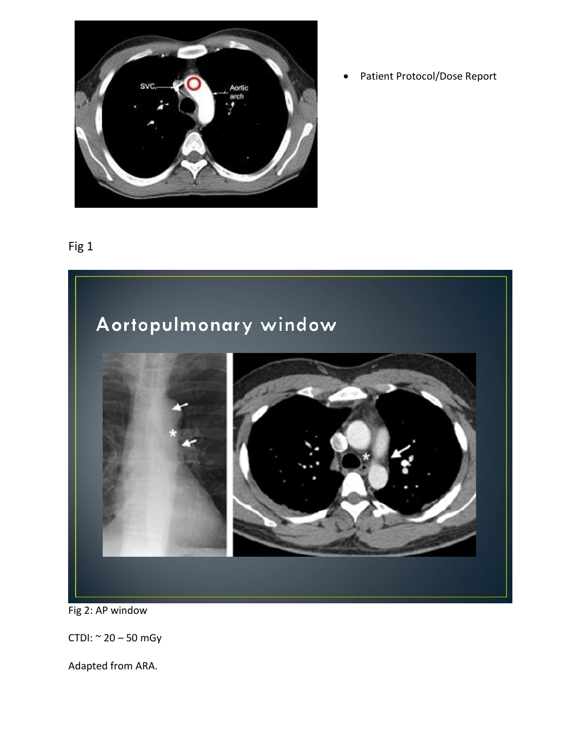- Patient Protocol/Dose Report

Fig 1

Fig 2: AP window

CTDI: ~ 20 – 50 mGy

Adapted from ARA.